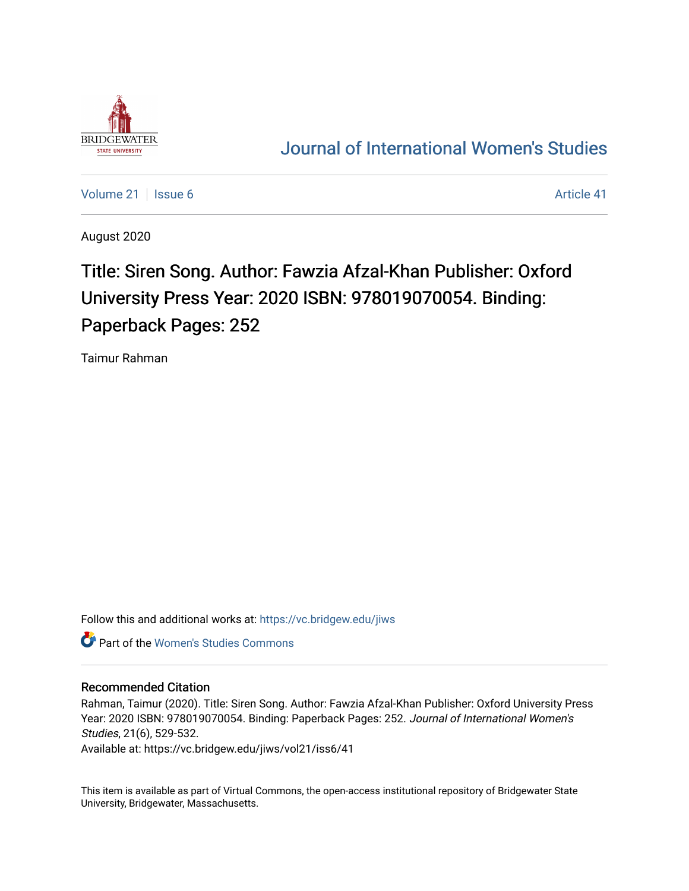BRIDGEWATER STATE UNIVERSITY

# Journal of International Women's Studies

Volume 21 | Issue 6 | Article 41

August 2020

# Title: Siren Song. Author: Fawzia Afzal-Khan Publisher: Oxford University Press Year: 2020 ISBN: 978019070054. Binding: Paperback Pages: 252

Taimur Rahman

Follow this and additional works at: https://vc.bridgew.edu/jiws

Part of the Women's Studies Commons

## Recommended Citation

Rahman, Taimur (2020). Title: Siren Song. Author: Fawzia Afzal-Khan Publisher: Oxford University Press Year: 2020 ISBN: 978019070054. Binding: Paperback Pages: 252. *Journal of International Women's Studies*, 21(6), 529-532.

Available at: https://vc.bridgew.edu/jiws/vol21/iss6/41

This item is available as part of Virtual Commons, the open-access institutional repository of Bridgewater State University, Bridgewater, Massachusetts.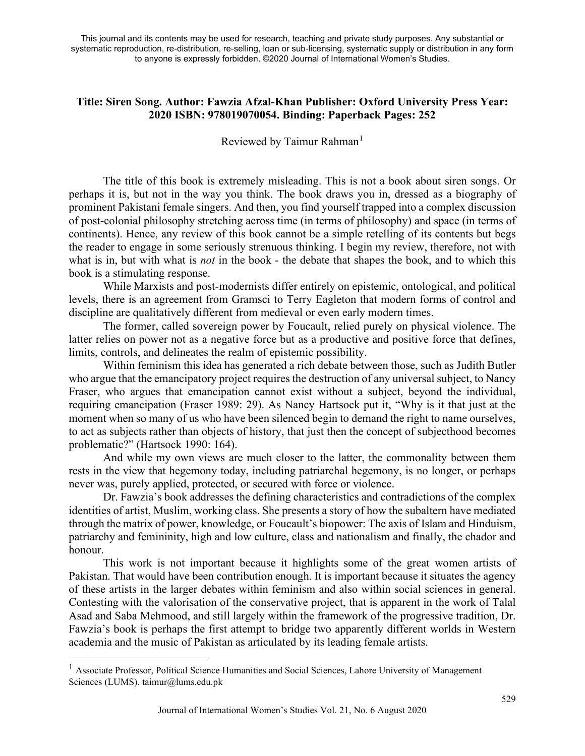This journal and its contents may be used for research, teaching and private study purposes. Any substantial or systematic reproduction, re-distribution, re-selling, loan or sub-licensing, systematic supply or distribution in any form to anyone is expressly forbidden. ©2020 Journal of International Women's Studies.

**Title: Siren Song. Author: Fawzia Afzal-Khan Publisher: Oxford University Press Year: 2020 ISBN: 978019070054. Binding: Paperback Pages: 252**

Reviewed by Taimur Rahman[1]

The title of this book is extremely misleading. This is not a book about siren songs. Or perhaps it is, but not in the way you think. The book draws you in, dressed as a biography of prominent Pakistani female singers. And then, you find yourself trapped into a complex discussion of post-colonial philosophy stretching across time (in terms of philosophy) and space (in terms of continents). Hence, any review of this book cannot be a simple retelling of its contents but begs the reader to engage in some seriously strenuous thinking. I begin my review, therefore, not with what is in, but with what is *not* in the book - the debate that shapes the book, and to which this book is a stimulating response.

While Marxists and post-modernists differ entirely on epistemic, ontological, and political levels, there is an agreement from Gramsci to Terry Eagleton that modern forms of control and discipline are qualitatively different from medieval or even early modern times.

The former, called sovereign power by Foucault, relied purely on physical violence. The latter relies on power not as a negative force but as a productive and positive force that defines, limits, controls, and delineates the realm of epistemic possibility.

Within feminism this idea has generated a rich debate between those, such as Judith Butler who argue that the emancipatory project requires the destruction of any universal subject, to Nancy Fraser, who argues that emancipation cannot exist without a subject, beyond the individual, requiring emancipation (Fraser 1989: 29). As Nancy Hartsock put it, "Why is it that just at the moment when so many of us who have been silenced begin to demand the right to name ourselves, to act as subjects rather than objects of history, that just then the concept of subjecthood becomes problematic?" (Hartsock 1990: 164).

And while my own views are much closer to the latter, the commonality between them rests in the view that hegemony today, including patriarchal hegemony, is no longer, or perhaps never was, purely applied, protected, or secured with force or violence.

Dr. Fawzia's book addresses the defining characteristics and contradictions of the complex identities of artist, Muslim, working class. She presents a story of how the subaltern have mediated through the matrix of power, knowledge, or Foucault's biopower: The axis of Islam and Hinduism, patriarchy and femininity, high and low culture, class and nationalism and finally, the chador and honour.

This work is not important because it highlights some of the great women artists of Pakistan. That would have been contribution enough. It is important because it situates the agency of these artists in the larger debates within feminism and also within social sciences in general. Contesting with the valorisation of the conservative project, that is apparent in the work of Talal Asad and Saba Mehmood, and still largely within the framework of the progressive tradition, Dr. Fawzia's book is perhaps the first attempt to bridge two apparently different worlds in Western academia and the music of Pakistan as articulated by its leading female artists.

---

[1] Associate Professor, Political Science Humanities and Social Sciences, Lahore University of Management Sciences (LUMS). taimur@lums.edu.pk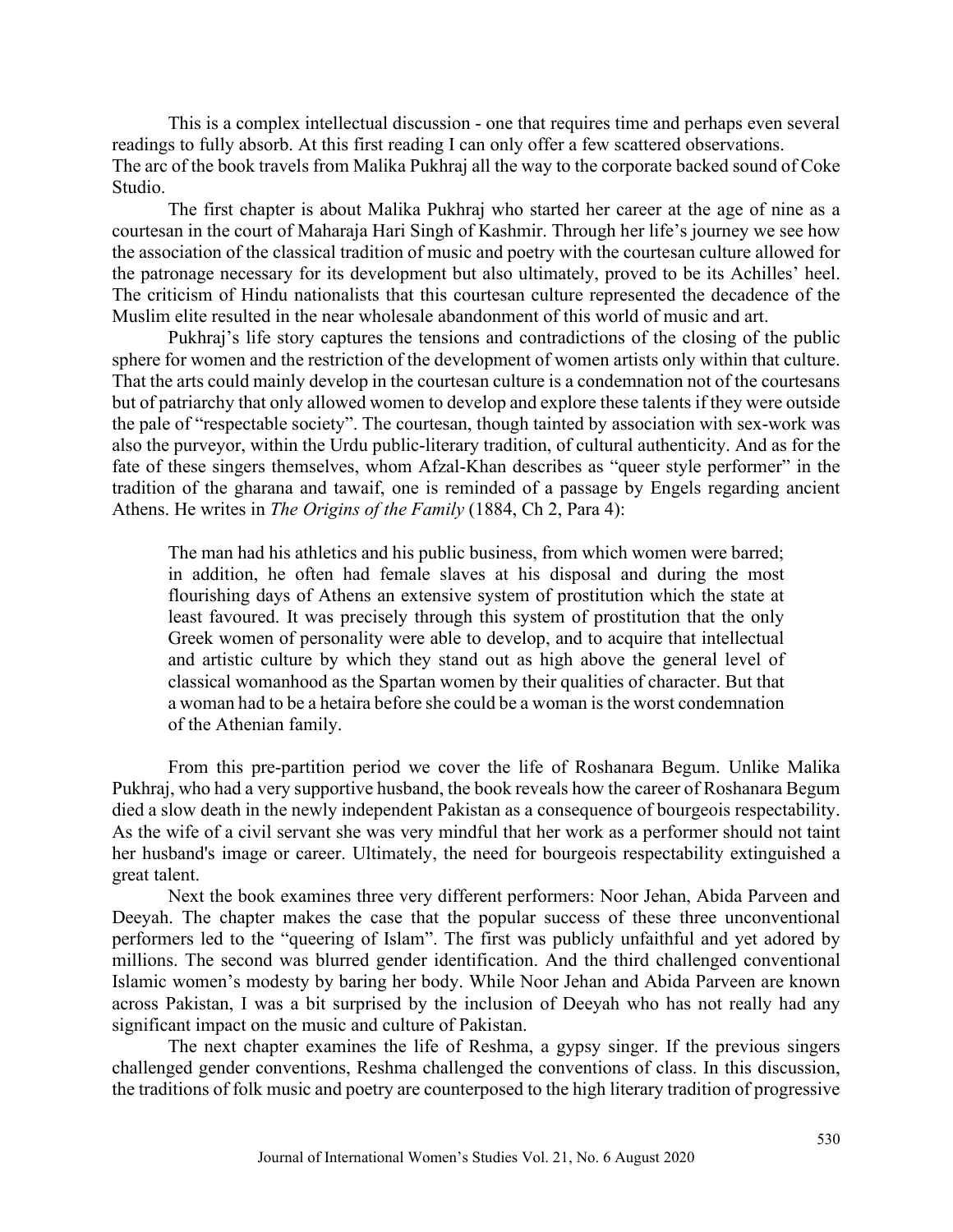This is a complex intellectual discussion - one that requires time and perhaps even several readings to fully absorb. At this first reading I can only offer a few scattered observations. The arc of the book travels from Malika Pukhraj all the way to the corporate backed sound of Coke Studio.

The first chapter is about Malika Pukhraj who started her career at the age of nine as a courtesan in the court of Maharaja Hari Singh of Kashmir. Through her life's journey we see how the association of the classical tradition of music and poetry with the courtesan culture allowed for the patronage necessary for its development but also ultimately, proved to be its Achilles' heel. The criticism of Hindu nationalists that this courtesan culture represented the decadence of the Muslim elite resulted in the near wholesale abandonment of this world of music and art.

Pukhraj's life story captures the tensions and contradictions of the closing of the public sphere for women and the restriction of the development of women artists only within that culture. That the arts could mainly develop in the courtesan culture is a condemnation not of the courtesans but of patriarchy that only allowed women to develop and explore these talents if they were outside the pale of "respectable society". The courtesan, though tainted by association with sex-work was also the purveyor, within the Urdu public-literary tradition, of cultural authenticity. And as for the fate of these singers themselves, whom Afzal-Khan describes as "queer style performer" in the tradition of the gharana and tawaif, one is reminded of a passage by Engels regarding ancient Athens. He writes in *The Origins of the Family* (1884, Ch 2, Para 4):

> The man had his athletics and his public business, from which women were barred; in addition, he often had female slaves at his disposal and during the most flourishing days of Athens an extensive system of prostitution which the state at least favoured. It was precisely through this system of prostitution that the only Greek women of personality were able to develop, and to acquire that intellectual and artistic culture by which they stand out as high above the general level of classical womanhood as the Spartan women by their qualities of character. But that a woman had to be a hetaira before she could be a woman is the worst condemnation of the Athenian family.

From this pre-partition period we cover the life of Roshanara Begum. Unlike Malika Pukhraj, who had a very supportive husband, the book reveals how the career of Roshanara Begum died a slow death in the newly independent Pakistan as a consequence of bourgeois respectability. As the wife of a civil servant she was very mindful that her work as a performer should not taint her husband's image or career. Ultimately, the need for bourgeois respectability extinguished a great talent.

Next the book examines three very different performers: Noor Jehan, Abida Parveen and Deeyah. The chapter makes the case that the popular success of these three unconventional performers led to the "queering of Islam". The first was publicly unfaithful and yet adored by millions. The second was blurred gender identification. And the third challenged conventional Islamic women's modesty by baring her body. While Noor Jehan and Abida Parveen are known across Pakistan, I was a bit surprised by the inclusion of Deeyah who has not really had any significant impact on the music and culture of Pakistan.

The next chapter examines the life of Reshma, a gypsy singer. If the previous singers challenged gender conventions, Reshma challenged the conventions of class. In this discussion, the traditions of folk music and poetry are counterposed to the high literary tradition of progressive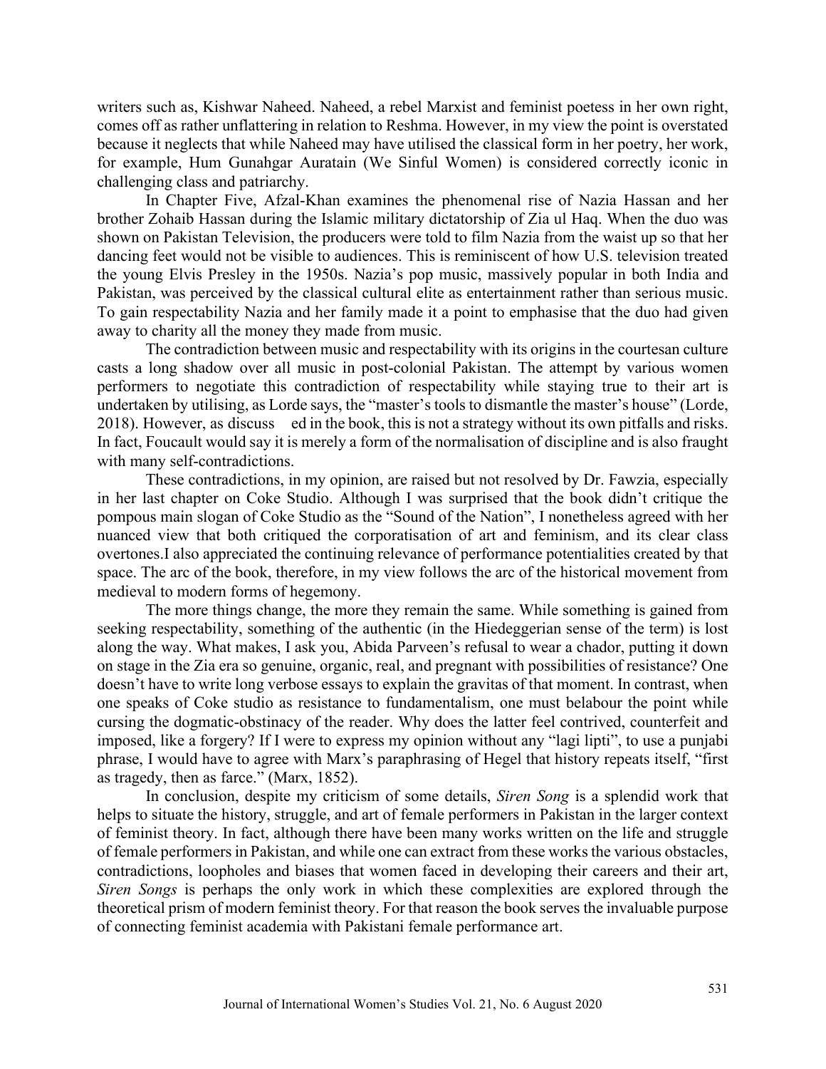writers such as, Kishwar Naheed. Naheed, a rebel Marxist and feminist poetess in her own right, comes off as rather unflattering in relation to Reshma. However, in my view the point is overstated because it neglects that while Naheed may have utilised the classical form in her poetry, her work, for example, Hum Gunahgar Auratain (We Sinful Women) is considered correctly iconic in challenging class and patriarchy.

In Chapter Five, Afzal-Khan examines the phenomenal rise of Nazia Hassan and her brother Zohaib Hassan during the Islamic military dictatorship of Zia ul Haq. When the duo was shown on Pakistan Television, the producers were told to film Nazia from the waist up so that her dancing feet would not be visible to audiences. This is reminiscent of how U.S. television treated the young Elvis Presley in the 1950s. Nazia's pop music, massively popular in both India and Pakistan, was perceived by the classical cultural elite as entertainment rather than serious music. To gain respectability Nazia and her family made it a point to emphasise that the duo had given away to charity all the money they made from music.

The contradiction between music and respectability with its origins in the courtesan culture casts a long shadow over all music in post-colonial Pakistan. The attempt by various women performers to negotiate this contradiction of respectability while staying true to their art is undertaken by utilising, as Lorde says, the "master's tools to dismantle the master's house" (Lorde, 2018). However, as discuss ed in the book, this is not a strategy without its own pitfalls and risks. In fact, Foucault would say it is merely a form of the normalisation of discipline and is also fraught with many self-contradictions.

These contradictions, in my opinion, are raised but not resolved by Dr. Fawzia, especially in her last chapter on Coke Studio. Although I was surprised that the book didn't critique the pompous main slogan of Coke Studio as the "Sound of the Nation", I nonetheless agreed with her nuanced view that both critiqued the corporatisation of art and feminism, and its clear class overtones.I also appreciated the continuing relevance of performance potentialities created by that space. The arc of the book, therefore, in my view follows the arc of the historical movement from medieval to modern forms of hegemony.

The more things change, the more they remain the same. While something is gained from seeking respectability, something of the authentic (in the Hiedeggerian sense of the term) is lost along the way. What makes, I ask you, Abida Parveen's refusal to wear a chador, putting it down on stage in the Zia era so genuine, organic, real, and pregnant with possibilities of resistance? One doesn't have to write long verbose essays to explain the gravitas of that moment. In contrast, when one speaks of Coke studio as resistance to fundamentalism, one must belabour the point while cursing the dogmatic-obstinacy of the reader. Why does the latter feel contrived, counterfeit and imposed, like a forgery? If I were to express my opinion without any "lagi lipti", to use a punjabi phrase, I would have to agree with Marx's paraphrasing of Hegel that history repeats itself, "first as tragedy, then as farce." (Marx, 1852).

In conclusion, despite my criticism of some details, *Siren Song* is a splendid work that helps to situate the history, struggle, and art of female performers in Pakistan in the larger context of feminist theory. In fact, although there have been many works written on the life and struggle of female performers in Pakistan, and while one can extract from these works the various obstacles, contradictions, loopholes and biases that women faced in developing their careers and their art, *Siren Songs* is perhaps the only work in which these complexities are explored through the theoretical prism of modern feminist theory. For that reason the book serves the invaluable purpose of connecting feminist academia with Pakistani female performance art.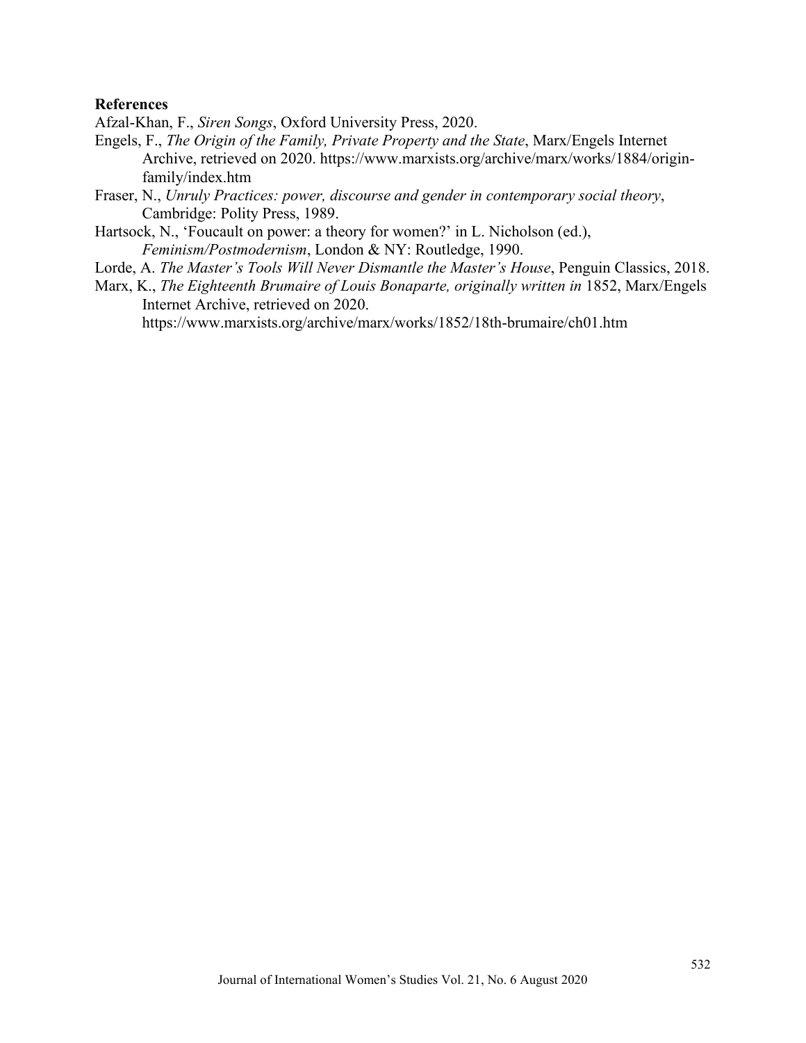**References**

Afzal-Khan, F., *Siren Songs*, Oxford University Press, 2020.

Engels, F., *The Origin of the Family, Private Property and the State*, Marx/Engels Internet Archive, retrieved on 2020. https://www.marxists.org/archive/marx/works/1884/origin-family/index.htm

Fraser, N., *Unruly Practices: power, discourse and gender in contemporary social theory*, Cambridge: Polity Press, 1989.

Hartsock, N., 'Foucault on power: a theory for women?' in L. Nicholson (ed.), *Feminism/Postmodernism*, London & NY: Routledge, 1990.

Lorde, A. *The Master's Tools Will Never Dismantle the Master's House*, Penguin Classics, 2018.

Marx, K., *The Eighteenth Brumaire of Louis Bonaparte, originally written in* 1852, Marx/Engels Internet Archive, retrieved on 2020. https://www.marxists.org/archive/marx/works/1852/18th-brumaire/ch01.htm